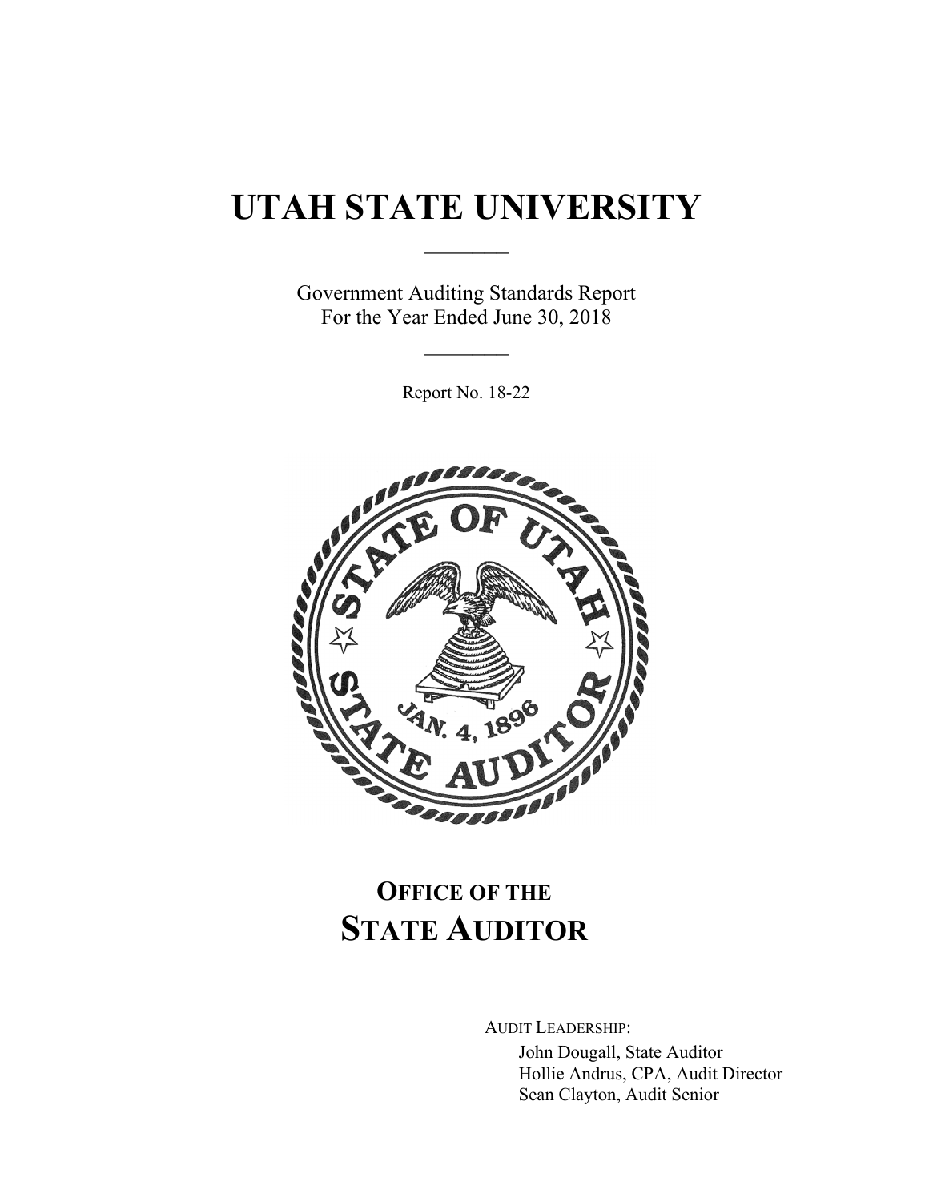# UTAH STATE UNIVERSITY

Government Auditing Standards Report
For the Year Ended June 30, 2018

Report No. 18-22

## OFFICE OF THE STATE AUDITOR

AUDIT LEADERSHIP:

John Dougall, State Auditor
Hollie Andrus, CPA, Audit Director
Sean Clayton, Audit Senior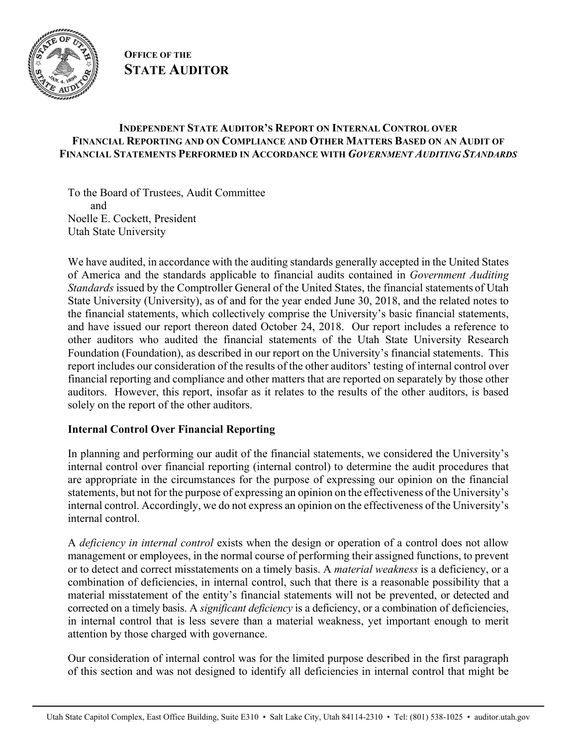**OFFICE OF THE**
**STATE AUDITOR**

### INDEPENDENT STATE AUDITOR'S REPORT ON INTERNAL CONTROL OVER FINANCIAL REPORTING AND ON COMPLIANCE AND OTHER MATTERS BASED ON AN AUDIT OF FINANCIAL STATEMENTS PERFORMED IN ACCORDANCE WITH *GOVERNMENT AUDITING STANDARDS*

To the Board of Trustees, Audit Committee
and
Noelle E. Cockett, President
Utah State University

We have audited, in accordance with the auditing standards generally accepted in the United States of America and the standards applicable to financial audits contained in *Government Auditing Standards* issued by the Comptroller General of the United States, the financial statements of Utah State University (University), as of and for the year ended June 30, 2018, and the related notes to the financial statements, which collectively comprise the University's basic financial statements, and have issued our report thereon dated October 24, 2018. Our report includes a reference to other auditors who audited the financial statements of the Utah State University Research Foundation (Foundation), as described in our report on the University's financial statements. This report includes our consideration of the results of the other auditors' testing of internal control over financial reporting and compliance and other matters that are reported on separately by those other auditors. However, this report, insofar as it relates to the results of the other auditors, is based solely on the report of the other auditors.

**Internal Control Over Financial Reporting**

In planning and performing our audit of the financial statements, we considered the University's internal control over financial reporting (internal control) to determine the audit procedures that are appropriate in the circumstances for the purpose of expressing our opinion on the financial statements, but not for the purpose of expressing an opinion on the effectiveness of the University's internal control. Accordingly, we do not express an opinion on the effectiveness of the University's internal control.

A *deficiency in internal control* exists when the design or operation of a control does not allow management or employees, in the normal course of performing their assigned functions, to prevent or to detect and correct misstatements on a timely basis. A *material weakness* is a deficiency, or a combination of deficiencies, in internal control, such that there is a reasonable possibility that a material misstatement of the entity's financial statements will not be prevented, or detected and corrected on a timely basis. A *significant deficiency* is a deficiency, or a combination of deficiencies, in internal control that is less severe than a material weakness, yet important enough to merit attention by those charged with governance.

Our consideration of internal control was for the limited purpose described in the first paragraph of this section and was not designed to identify all deficiencies in internal control that might be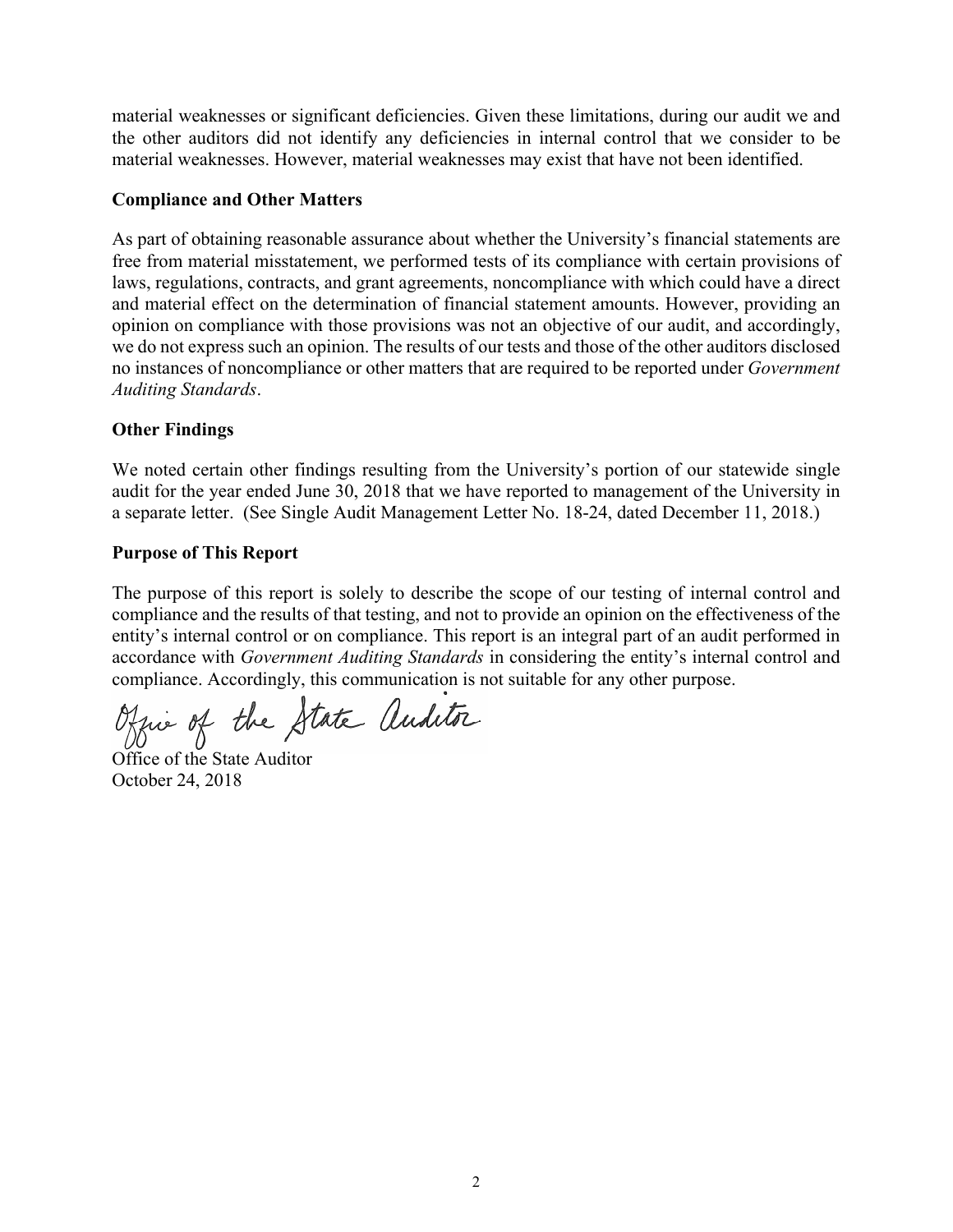material weaknesses or significant deficiencies. Given these limitations, during our audit we and the other auditors did not identify any deficiencies in internal control that we consider to be material weaknesses. However, material weaknesses may exist that have not been identified.

**Compliance and Other Matters**

As part of obtaining reasonable assurance about whether the University's financial statements are free from material misstatement, we performed tests of its compliance with certain provisions of laws, regulations, contracts, and grant agreements, noncompliance with which could have a direct and material effect on the determination of financial statement amounts. However, providing an opinion on compliance with those provisions was not an objective of our audit, and accordingly, we do not express such an opinion. The results of our tests and those of the other auditors disclosed no instances of noncompliance or other matters that are required to be reported under *Government Auditing Standards*.

**Other Findings**

We noted certain other findings resulting from the University's portion of our statewide single audit for the year ended June 30, 2018 that we have reported to management of the University in a separate letter. (See Single Audit Management Letter No. 18-24, dated December 11, 2018.)

**Purpose of This Report**

The purpose of this report is solely to describe the scope of our testing of internal control and compliance and the results of that testing, and not to provide an opinion on the effectiveness of the entity's internal control or on compliance. This report is an integral part of an audit performed in accordance with *Government Auditing Standards* in considering the entity's internal control and compliance. Accordingly, this communication is not suitable for any other purpose.

Office of the State Auditor

Office of the State Auditor
October 24, 2018